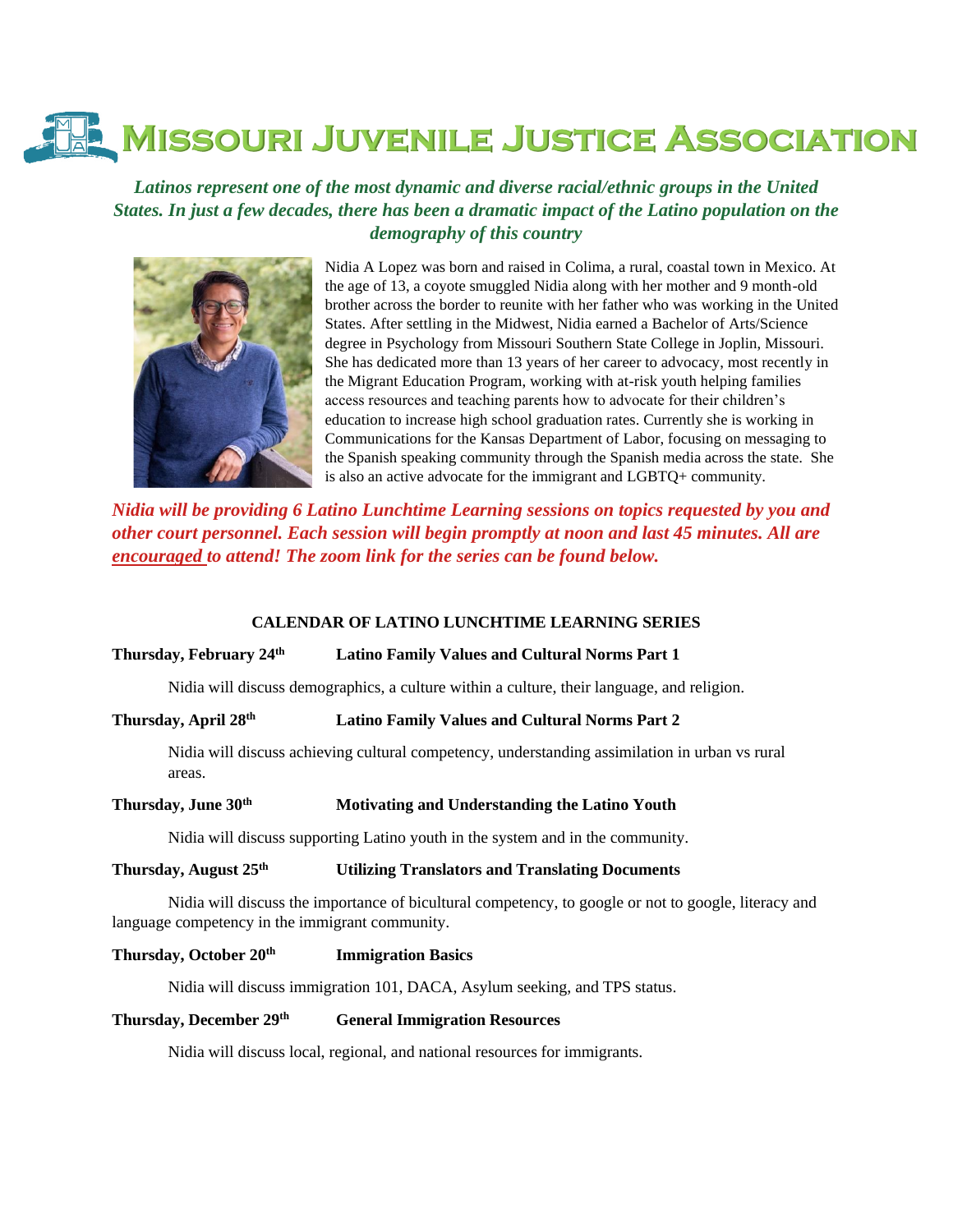# Missouri Juvenile Justice Association

***Latinos represent one of the most dynamic and diverse racial/ethnic groups in the United States. In just a few decades, there has been a dramatic impact of the Latino population on the demography of this country***

Nidia A Lopez was born and raised in Colima, a rural, coastal town in Mexico. At the age of 13, a coyote smuggled Nidia along with her mother and 9 month-old brother across the border to reunite with her father who was working in the United States. After settling in the Midwest, Nidia earned a Bachelor of Arts/Science degree in Psychology from Missouri Southern State College in Joplin, Missouri. She has dedicated more than 13 years of her career to advocacy, most recently in the Migrant Education Program, working with at-risk youth helping families access resources and teaching parents how to advocate for their children's education to increase high school graduation rates. Currently she is working in Communications for the Kansas Department of Labor, focusing on messaging to the Spanish speaking community through the Spanish media across the state. She is also an active advocate for the immigrant and LGBTQ+ community.

***Nidia will be providing 6 Latino Lunchtime Learning sessions on topics requested by you and other court personnel. Each session will begin promptly at noon and last 45 minutes. All are encouraged to attend! The zoom link for the series can be found below.***

**CALENDAR OF LATINO LUNCHTIME LEARNING SERIES**

**Thursday, February 24th** **Latino Family Values and Cultural Norms Part 1**

Nidia will discuss demographics, a culture within a culture, their language, and religion.

**Thursday, April 28th** **Latino Family Values and Cultural Norms Part 2**

Nidia will discuss achieving cultural competency, understanding assimilation in urban vs rural areas.

**Thursday, June 30th** **Motivating and Understanding the Latino Youth**

Nidia will discuss supporting Latino youth in the system and in the community.

**Thursday, August 25th** **Utilizing Translators and Translating Documents**

Nidia will discuss the importance of bicultural competency, to google or not to google, literacy and language competency in the immigrant community.

**Thursday, October 20th** **Immigration Basics**

Nidia will discuss immigration 101, DACA, Asylum seeking, and TPS status.

**Thursday, December 29th** **General Immigration Resources**

Nidia will discuss local, regional, and national resources for immigrants.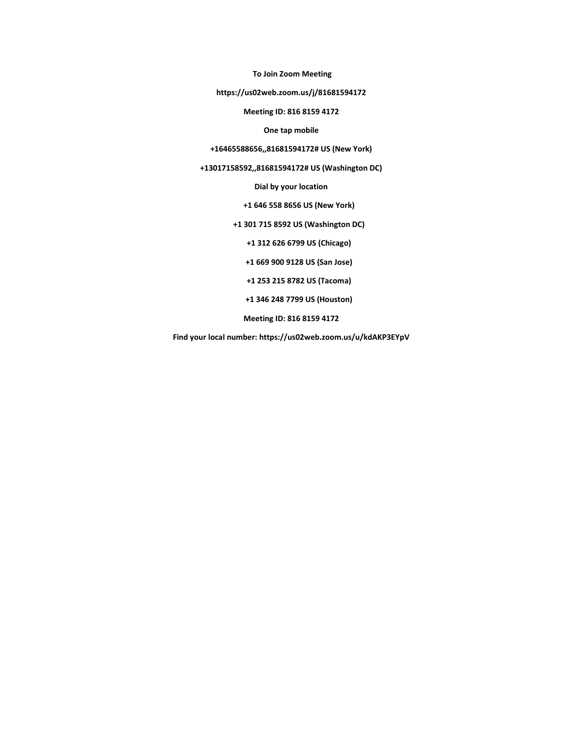**To Join Zoom Meeting**

**https://us02web.zoom.us/j/81681594172**

**Meeting ID: 816 8159 4172**

**One tap mobile**

**+16465588656,,81681594172# US (New York)**

**+13017158592,,81681594172# US (Washington DC)**

**Dial by your location**

**+1 646 558 8656 US (New York)**

**+1 301 715 8592 US (Washington DC)**

**+1 312 626 6799 US (Chicago)**

**+1 669 900 9128 US (San Jose)**

**+1 253 215 8782 US (Tacoma)**

**+1 346 248 7799 US (Houston)**

**Meeting ID: 816 8159 4172**

**Find your local number: https://us02web.zoom.us/u/kdAKP3EYpV**